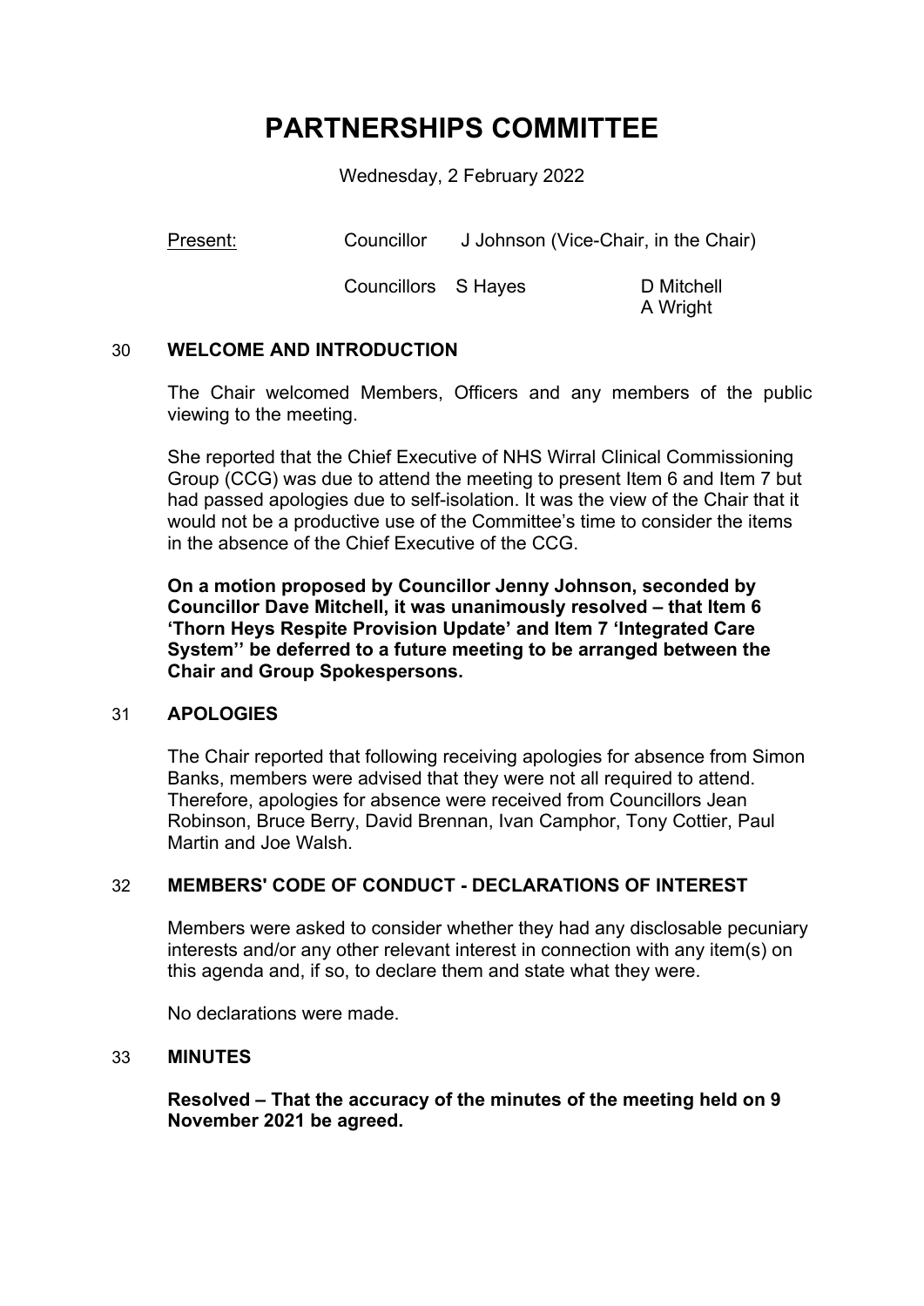# PARTNERSHIPS COMMITTEE

Wednesday, 2 February 2022

| Present: | Councillor | J Johnson (Vice-Chair, in the Chair) |
|---|---|---|
| | Councillors S Hayes | D Mitchell<br>A Wright |

## 30 WELCOME AND INTRODUCTION

The Chair welcomed Members, Officers and any members of the public viewing to the meeting.

She reported that the Chief Executive of NHS Wirral Clinical Commissioning Group (CCG) was due to attend the meeting to present Item 6 and Item 7 but had passed apologies due to self-isolation. It was the view of the Chair that it would not be a productive use of the Committee's time to consider the items in the absence of the Chief Executive of the CCG.

**On a motion proposed by Councillor Jenny Johnson, seconded by Councillor Dave Mitchell, it was unanimously resolved – that Item 6 'Thorn Heys Respite Provision Update' and Item 7 'Integrated Care System'' be deferred to a future meeting to be arranged between the Chair and Group Spokespersons.**

## 31 APOLOGIES

The Chair reported that following receiving apologies for absence from Simon Banks, members were advised that they were not all required to attend. Therefore, apologies for absence were received from Councillors Jean Robinson, Bruce Berry, David Brennan, Ivan Camphor, Tony Cottier, Paul Martin and Joe Walsh.

## 32 MEMBERS' CODE OF CONDUCT - DECLARATIONS OF INTEREST

Members were asked to consider whether they had any disclosable pecuniary interests and/or any other relevant interest in connection with any item(s) on this agenda and, if so, to declare them and state what they were.

No declarations were made.

## 33 MINUTES

**Resolved – That the accuracy of the minutes of the meeting held on 9 November 2021 be agreed.**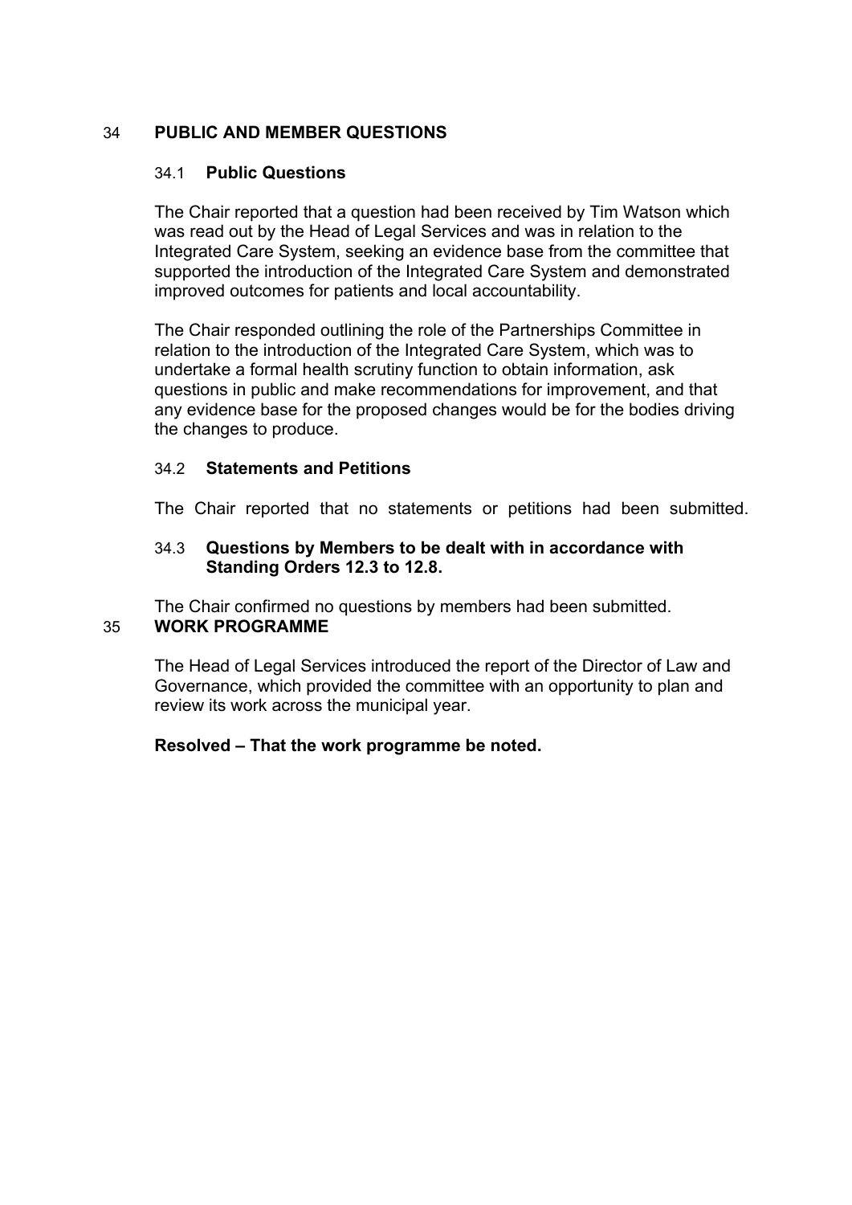## 34 PUBLIC AND MEMBER QUESTIONS

### 34.1 Public Questions

The Chair reported that a question had been received by Tim Watson which was read out by the Head of Legal Services and was in relation to the Integrated Care System, seeking an evidence base from the committee that supported the introduction of the Integrated Care System and demonstrated improved outcomes for patients and local accountability.

The Chair responded outlining the role of the Partnerships Committee in relation to the introduction of the Integrated Care System, which was to undertake a formal health scrutiny function to obtain information, ask questions in public and make recommendations for improvement, and that any evidence base for the proposed changes would be for the bodies driving the changes to produce.

### 34.2 Statements and Petitions

The Chair reported that no statements or petitions had been submitted.

### 34.3 Questions by Members to be dealt with in accordance with Standing Orders 12.3 to 12.8.

The Chair confirmed no questions by members had been submitted.

## 35 WORK PROGRAMME

The Head of Legal Services introduced the report of the Director of Law and Governance, which provided the committee with an opportunity to plan and review its work across the municipal year.

**Resolved – That the work programme be noted.**